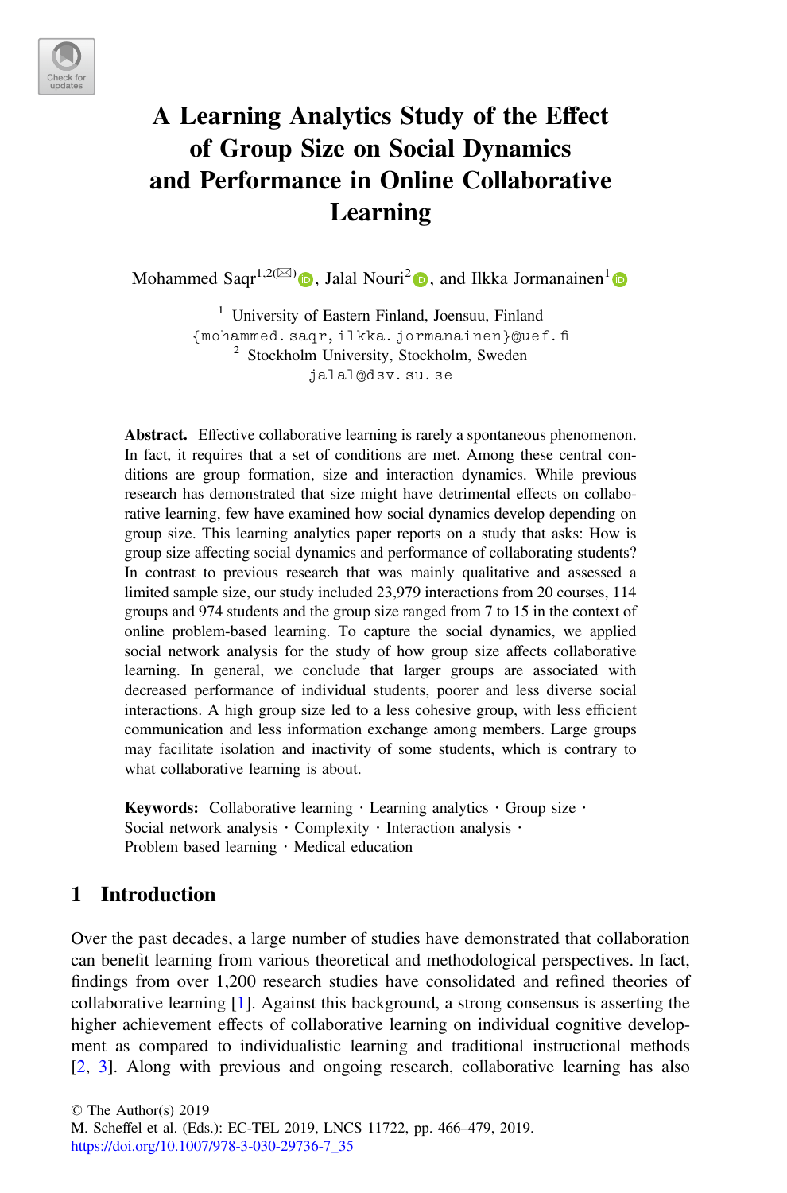# A Learning Analytics Study of the Effect of Group Size on Social Dynamics and Performance in Online Collaborative Learning

Mohammed Saqr[1,2](✉), Jalal Nouri[2], and Ilkka Jormanainen[1]

[1] University of Eastern Finland, Joensuu, Finland
{mohammed.saqr,ilkka.jormanainen}@uef.fi
[2] Stockholm University, Stockholm, Sweden
jalal@dsv.su.se

**Abstract.** Effective collaborative learning is rarely a spontaneous phenomenon. In fact, it requires that a set of conditions are met. Among these central conditions are group formation, size and interaction dynamics. While previous research has demonstrated that size might have detrimental effects on collaborative learning, few have examined how social dynamics develop depending on group size. This learning analytics paper reports on a study that asks: How is group size affecting social dynamics and performance of collaborating students? In contrast to previous research that was mainly qualitative and assessed a limited sample size, our study included 23,979 interactions from 20 courses, 114 groups and 974 students and the group size ranged from 7 to 15 in the context of online problem-based learning. To capture the social dynamics, we applied social network analysis for the study of how group size affects collaborative learning. In general, we conclude that larger groups are associated with decreased performance of individual students, poorer and less diverse social interactions. A high group size led to a less cohesive group, with less efficient communication and less information exchange among members. Large groups may facilitate isolation and inactivity of some students, which is contrary to what collaborative learning is about.

**Keywords:** Collaborative learning · Learning analytics · Group size · Social network analysis · Complexity · Interaction analysis · Problem based learning · Medical education

## 1 Introduction

Over the past decades, a large number of studies have demonstrated that collaboration can benefit learning from various theoretical and methodological perspectives. In fact, findings from over 1,200 research studies have consolidated and refined theories of collaborative learning [1]. Against this background, a strong consensus is asserting the higher achievement effects of collaborative learning on individual cognitive development as compared to individualistic learning and traditional instructional methods [2, 3]. Along with previous and ongoing research, collaborative learning has also

© The Author(s) 2019
M. Scheffel et al. (Eds.): EC-TEL 2019, LNCS 11722, pp. 466–479, 2019.
https://doi.org/10.1007/978-3-030-29736-7_35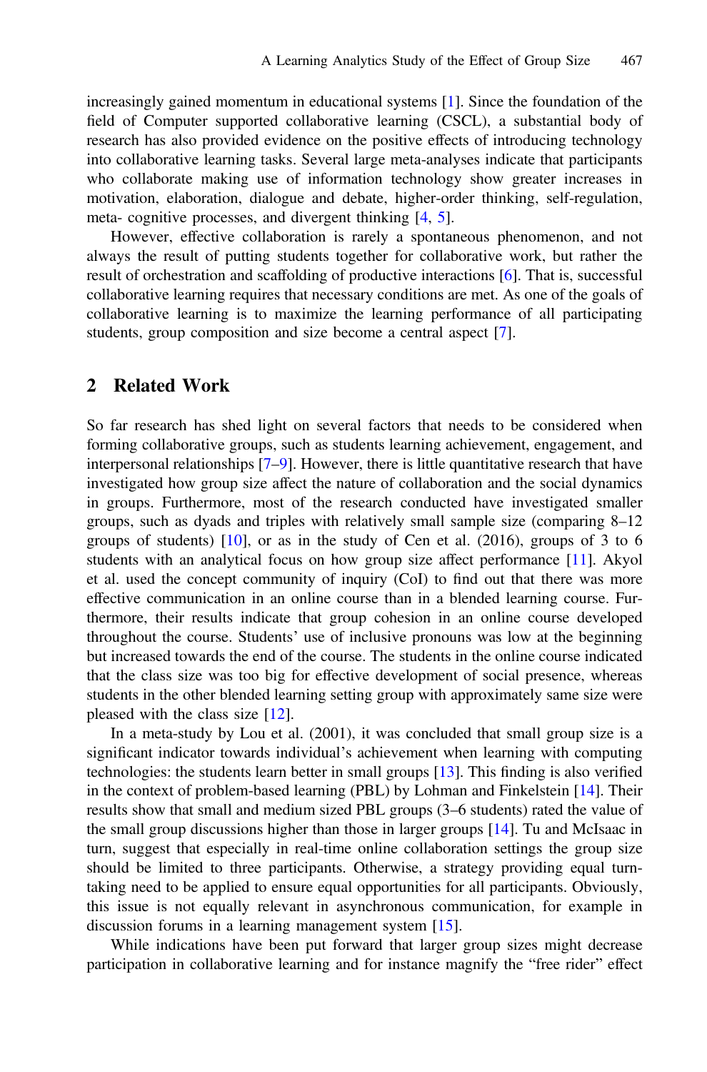increasingly gained momentum in educational systems [1]. Since the foundation of the field of Computer supported collaborative learning (CSCL), a substantial body of research has also provided evidence on the positive effects of introducing technology into collaborative learning tasks. Several large meta-analyses indicate that participants who collaborate making use of information technology show greater increases in motivation, elaboration, dialogue and debate, higher-order thinking, self-regulation, meta- cognitive processes, and divergent thinking [4, 5].

However, effective collaboration is rarely a spontaneous phenomenon, and not always the result of putting students together for collaborative work, but rather the result of orchestration and scaffolding of productive interactions [6]. That is, successful collaborative learning requires that necessary conditions are met. As one of the goals of collaborative learning is to maximize the learning performance of all participating students, group composition and size become a central aspect [7].

## 2 Related Work

So far research has shed light on several factors that needs to be considered when forming collaborative groups, such as students learning achievement, engagement, and interpersonal relationships [7–9]. However, there is little quantitative research that have investigated how group size affect the nature of collaboration and the social dynamics in groups. Furthermore, most of the research conducted have investigated smaller groups, such as dyads and triples with relatively small sample size (comparing 8–12 groups of students) [10], or as in the study of Cen et al. (2016), groups of 3 to 6 students with an analytical focus on how group size affect performance [11]. Akyol et al. used the concept community of inquiry (CoI) to find out that there was more effective communication in an online course than in a blended learning course. Furthermore, their results indicate that group cohesion in an online course developed throughout the course. Students' use of inclusive pronouns was low at the beginning but increased towards the end of the course. The students in the online course indicated that the class size was too big for effective development of social presence, whereas students in the other blended learning setting group with approximately same size were pleased with the class size [12].

In a meta-study by Lou et al. (2001), it was concluded that small group size is a significant indicator towards individual's achievement when learning with computing technologies: the students learn better in small groups [13]. This finding is also verified in the context of problem-based learning (PBL) by Lohman and Finkelstein [14]. Their results show that small and medium sized PBL groups (3–6 students) rated the value of the small group discussions higher than those in larger groups [14]. Tu and McIsaac in turn, suggest that especially in real-time online collaboration settings the group size should be limited to three participants. Otherwise, a strategy providing equal turn-taking need to be applied to ensure equal opportunities for all participants. Obviously, this issue is not equally relevant in asynchronous communication, for example in discussion forums in a learning management system [15].

While indications have been put forward that larger group sizes might decrease participation in collaborative learning and for instance magnify the "free rider" effect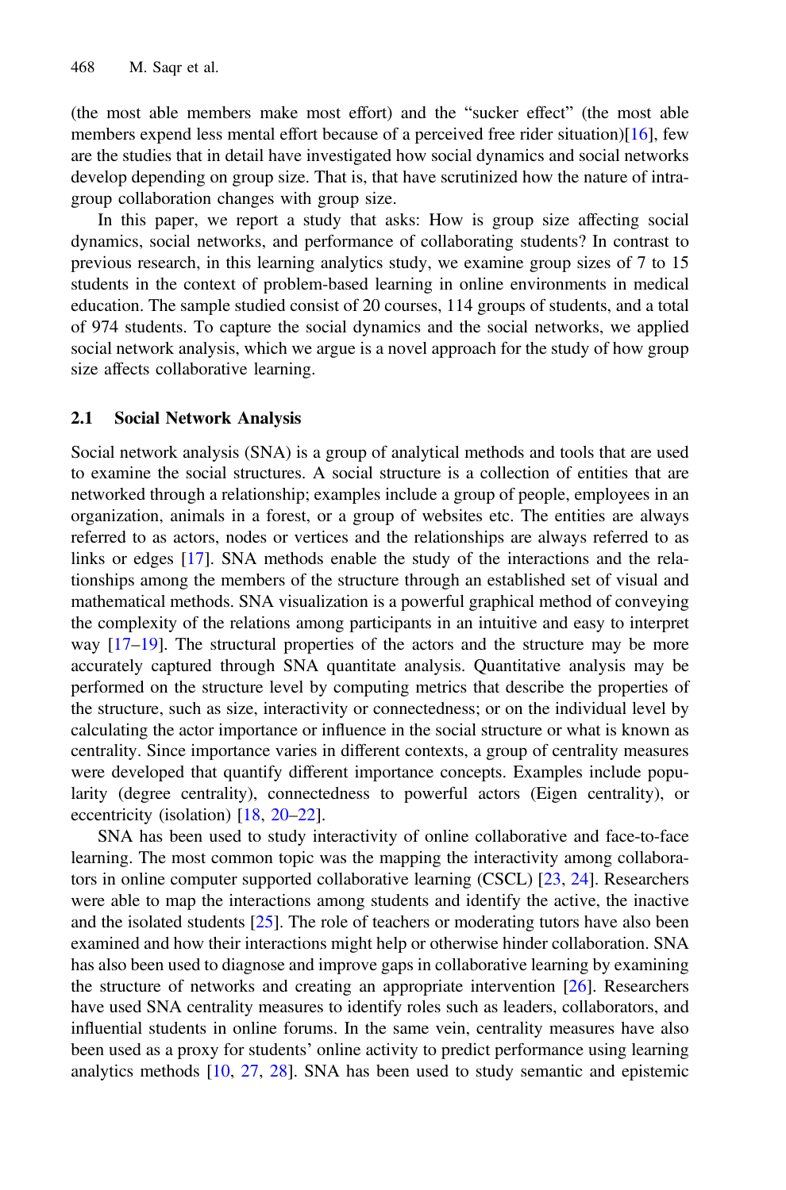(the most able members make most effort) and the "sucker effect" (the most able members expend less mental effort because of a perceived free rider situation)[16], few are the studies that in detail have investigated how social dynamics and social networks develop depending on group size. That is, that have scrutinized how the nature of intra-group collaboration changes with group size.

In this paper, we report a study that asks: How is group size affecting social dynamics, social networks, and performance of collaborating students? In contrast to previous research, in this learning analytics study, we examine group sizes of 7 to 15 students in the context of problem-based learning in online environments in medical education. The sample studied consist of 20 courses, 114 groups of students, and a total of 974 students. To capture the social dynamics and the social networks, we applied social network analysis, which we argue is a novel approach for the study of how group size affects collaborative learning.

### 2.1 Social Network Analysis

Social network analysis (SNA) is a group of analytical methods and tools that are used to examine the social structures. A social structure is a collection of entities that are networked through a relationship; examples include a group of people, employees in an organization, animals in a forest, or a group of websites etc. The entities are always referred to as actors, nodes or vertices and the relationships are always referred to as links or edges [17]. SNA methods enable the study of the interactions and the relationships among the members of the structure through an established set of visual and mathematical methods. SNA visualization is a powerful graphical method of conveying the complexity of the relations among participants in an intuitive and easy to interpret way [17–19]. The structural properties of the actors and the structure may be more accurately captured through SNA quantitate analysis. Quantitative analysis may be performed on the structure level by computing metrics that describe the properties of the structure, such as size, interactivity or connectedness; or on the individual level by calculating the actor importance or influence in the social structure or what is known as centrality. Since importance varies in different contexts, a group of centrality measures were developed that quantify different importance concepts. Examples include popularity (degree centrality), connectedness to powerful actors (Eigen centrality), or eccentricity (isolation) [18, 20–22].

SNA has been used to study interactivity of online collaborative and face-to-face learning. The most common topic was the mapping the interactivity among collaborators in online computer supported collaborative learning (CSCL) [23, 24]. Researchers were able to map the interactions among students and identify the active, the inactive and the isolated students [25]. The role of teachers or moderating tutors have also been examined and how their interactions might help or otherwise hinder collaboration. SNA has also been used to diagnose and improve gaps in collaborative learning by examining the structure of networks and creating an appropriate intervention [26]. Researchers have used SNA centrality measures to identify roles such as leaders, collaborators, and influential students in online forums. In the same vein, centrality measures have also been used as a proxy for students' online activity to predict performance using learning analytics methods [10, 27, 28]. SNA has been used to study semantic and epistemic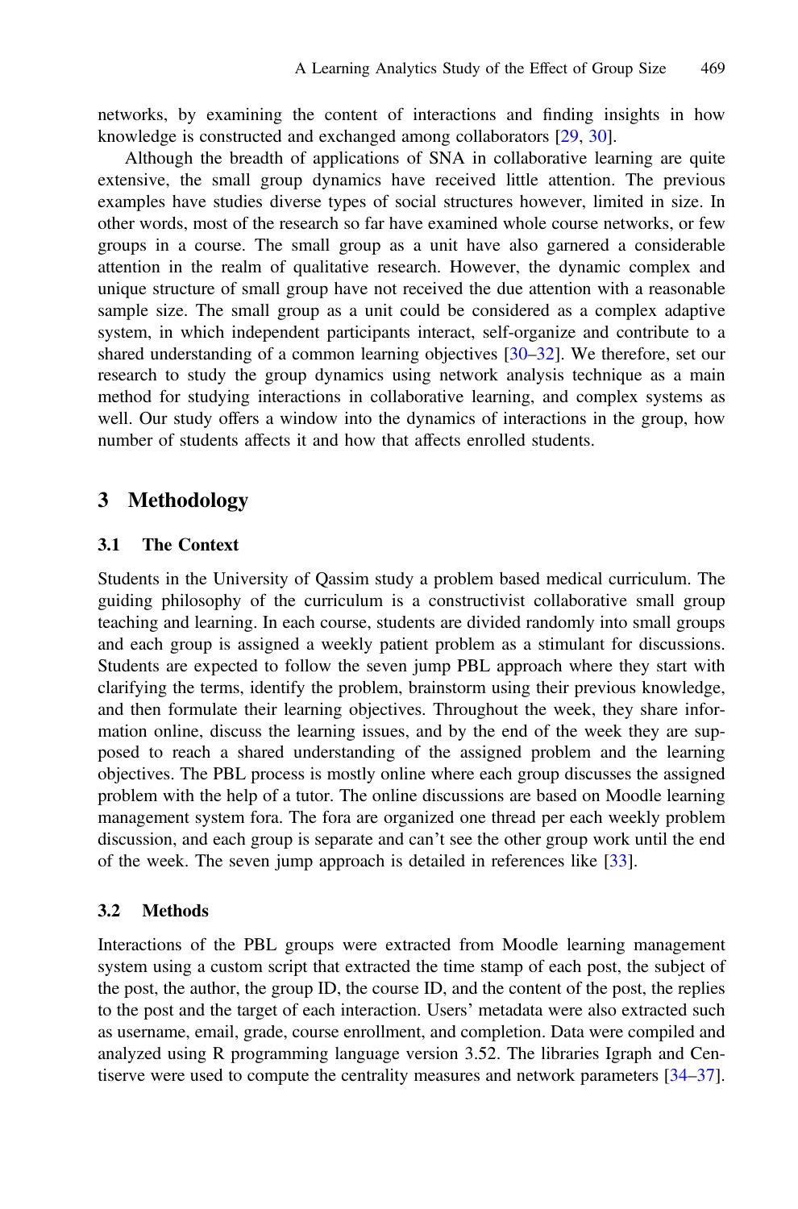networks, by examining the content of interactions and finding insights in how knowledge is constructed and exchanged among collaborators [29, 30].

Although the breadth of applications of SNA in collaborative learning are quite extensive, the small group dynamics have received little attention. The previous examples have studies diverse types of social structures however, limited in size. In other words, most of the research so far have examined whole course networks, or few groups in a course. The small group as a unit have also garnered a considerable attention in the realm of qualitative research. However, the dynamic complex and unique structure of small group have not received the due attention with a reasonable sample size. The small group as a unit could be considered as a complex adaptive system, in which independent participants interact, self-organize and contribute to a shared understanding of a common learning objectives [30–32]. We therefore, set our research to study the group dynamics using network analysis technique as a main method for studying interactions in collaborative learning, and complex systems as well. Our study offers a window into the dynamics of interactions in the group, how number of students affects it and how that affects enrolled students.

## 3 Methodology

### 3.1 The Context

Students in the University of Qassim study a problem based medical curriculum. The guiding philosophy of the curriculum is a constructivist collaborative small group teaching and learning. In each course, students are divided randomly into small groups and each group is assigned a weekly patient problem as a stimulant for discussions. Students are expected to follow the seven jump PBL approach where they start with clarifying the terms, identify the problem, brainstorm using their previous knowledge, and then formulate their learning objectives. Throughout the week, they share information online, discuss the learning issues, and by the end of the week they are supposed to reach a shared understanding of the assigned problem and the learning objectives. The PBL process is mostly online where each group discusses the assigned problem with the help of a tutor. The online discussions are based on Moodle learning management system fora. The fora are organized one thread per each weekly problem discussion, and each group is separate and can't see the other group work until the end of the week. The seven jump approach is detailed in references like [33].

### 3.2 Methods

Interactions of the PBL groups were extracted from Moodle learning management system using a custom script that extracted the time stamp of each post, the subject of the post, the author, the group ID, the course ID, and the content of the post, the replies to the post and the target of each interaction. Users' metadata were also extracted such as username, email, grade, course enrollment, and completion. Data were compiled and analyzed using R programming language version 3.52. The libraries Igraph and Centiserve were used to compute the centrality measures and network parameters [34–37].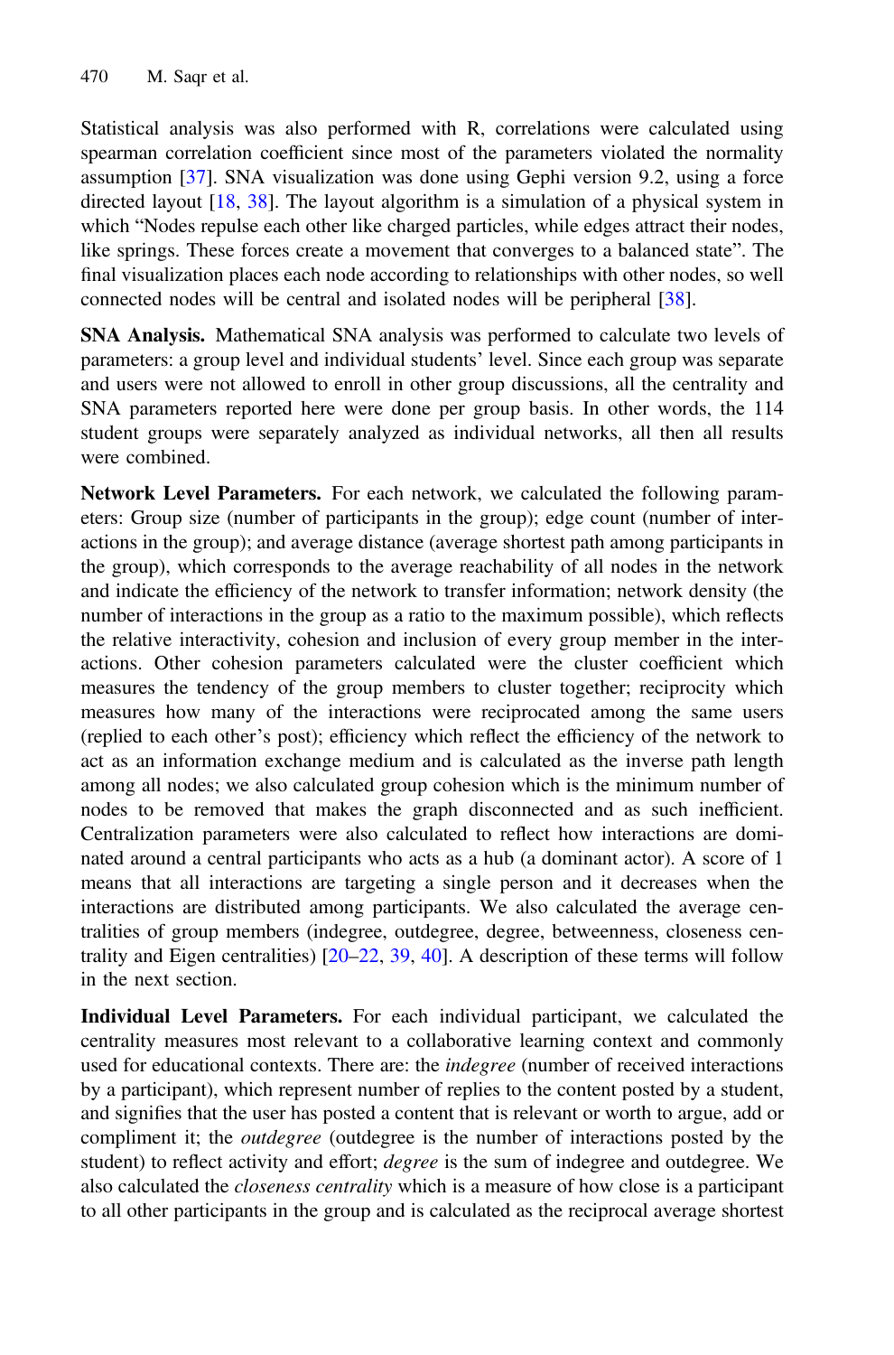Statistical analysis was also performed with R, correlations were calculated using spearman correlation coefficient since most of the parameters violated the normality assumption [37]. SNA visualization was done using Gephi version 9.2, using a force directed layout [18, 38]. The layout algorithm is a simulation of a physical system in which "Nodes repulse each other like charged particles, while edges attract their nodes, like springs. These forces create a movement that converges to a balanced state". The final visualization places each node according to relationships with other nodes, so well connected nodes will be central and isolated nodes will be peripheral [38].

**SNA Analysis.** Mathematical SNA analysis was performed to calculate two levels of parameters: a group level and individual students' level. Since each group was separate and users were not allowed to enroll in other group discussions, all the centrality and SNA parameters reported here were done per group basis. In other words, the 114 student groups were separately analyzed as individual networks, all then all results were combined.

**Network Level Parameters.** For each network, we calculated the following parameters: Group size (number of participants in the group); edge count (number of interactions in the group); and average distance (average shortest path among participants in the group), which corresponds to the average reachability of all nodes in the network and indicate the efficiency of the network to transfer information; network density (the number of interactions in the group as a ratio to the maximum possible), which reflects the relative interactivity, cohesion and inclusion of every group member in the interactions. Other cohesion parameters calculated were the cluster coefficient which measures the tendency of the group members to cluster together; reciprocity which measures how many of the interactions were reciprocated among the same users (replied to each other's post); efficiency which reflect the efficiency of the network to act as an information exchange medium and is calculated as the inverse path length among all nodes; we also calculated group cohesion which is the minimum number of nodes to be removed that makes the graph disconnected and as such inefficient. Centralization parameters were also calculated to reflect how interactions are dominated around a central participants who acts as a hub (a dominant actor). A score of 1 means that all interactions are targeting a single person and it decreases when the interactions are distributed among participants. We also calculated the average centralities of group members (indegree, outdegree, degree, betweenness, closeness centrality and Eigen centralities) [20–22, 39, 40]. A description of these terms will follow in the next section.

**Individual Level Parameters.** For each individual participant, we calculated the centrality measures most relevant to a collaborative learning context and commonly used for educational contexts. There are: the *indegree* (number of received interactions by a participant), which represent number of replies to the content posted by a student, and signifies that the user has posted a content that is relevant or worth to argue, add or compliment it; the *outdegree* (outdegree is the number of interactions posted by the student) to reflect activity and effort; *degree* is the sum of indegree and outdegree. We also calculated the *closeness centrality* which is a measure of how close is a participant to all other participants in the group and is calculated as the reciprocal average shortest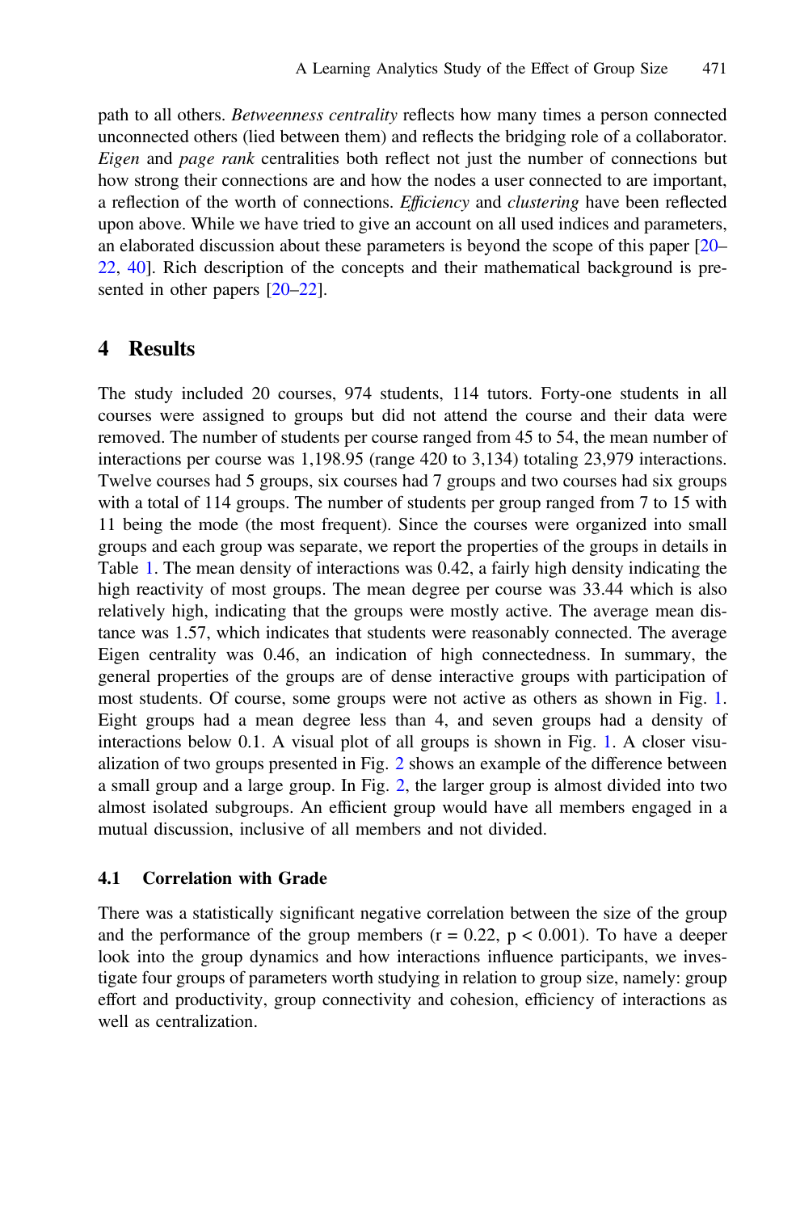path to all others. *Betweenness centrality* reflects how many times a person connected unconnected others (lied between them) and reflects the bridging role of a collaborator. *Eigen* and *page rank* centralities both reflect not just the number of connections but how strong their connections are and how the nodes a user connected to are important, a reflection of the worth of connections. *Efficiency* and *clustering* have been reflected upon above. While we have tried to give an account on all used indices and parameters, an elaborated discussion about these parameters is beyond the scope of this paper [20–22, 40]. Rich description of the concepts and their mathematical background is presented in other papers [20–22].

## 4 Results

The study included 20 courses, 974 students, 114 tutors. Forty-one students in all courses were assigned to groups but did not attend the course and their data were removed. The number of students per course ranged from 45 to 54, the mean number of interactions per course was 1,198.95 (range 420 to 3,134) totaling 23,979 interactions. Twelve courses had 5 groups, six courses had 7 groups and two courses had six groups with a total of 114 groups. The number of students per group ranged from 7 to 15 with 11 being the mode (the most frequent). Since the courses were organized into small groups and each group was separate, we report the properties of the groups in details in Table 1. The mean density of interactions was 0.42, a fairly high density indicating the high reactivity of most groups. The mean degree per course was 33.44 which is also relatively high, indicating that the groups were mostly active. The average mean distance was 1.57, which indicates that students were reasonably connected. The average Eigen centrality was 0.46, an indication of high connectedness. In summary, the general properties of the groups are of dense interactive groups with participation of most students. Of course, some groups were not active as others as shown in Fig. 1. Eight groups had a mean degree less than 4, and seven groups had a density of interactions below 0.1. A visual plot of all groups is shown in Fig. 1. A closer visualization of two groups presented in Fig. 2 shows an example of the difference between a small group and a large group. In Fig. 2, the larger group is almost divided into two almost isolated subgroups. An efficient group would have all members engaged in a mutual discussion, inclusive of all members and not divided.

### 4.1 Correlation with Grade

There was a statistically significant negative correlation between the size of the group and the performance of the group members ($r = 0.22$, $p < 0.001$). To have a deeper look into the group dynamics and how interactions influence participants, we investigate four groups of parameters worth studying in relation to group size, namely: group effort and productivity, group connectivity and cohesion, efficiency of interactions as well as centralization.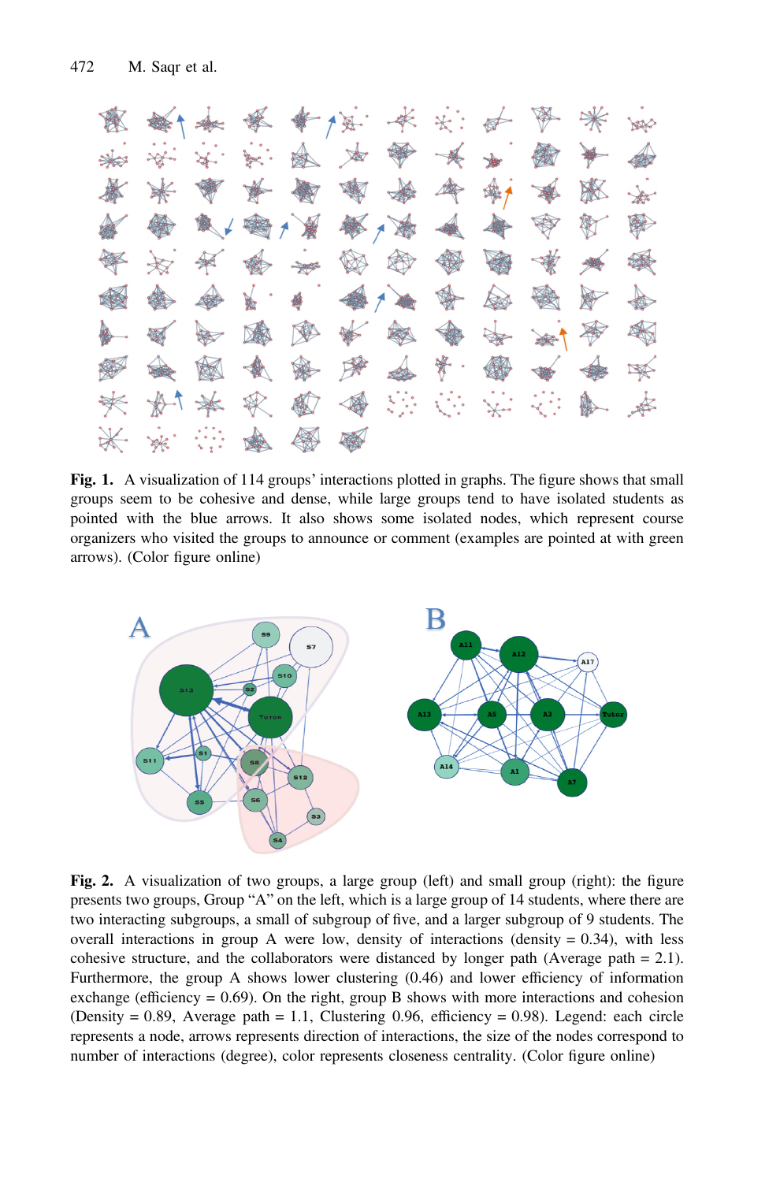**Fig. 1.** A visualization of 114 groups' interactions plotted in graphs. The figure shows that small groups seem to be cohesive and dense, while large groups tend to have isolated students as pointed with the blue arrows. It also shows some isolated nodes, which represent course organizers who visited the groups to announce or comment (examples are pointed at with green arrows). (Color figure online)

**Fig. 2.** A visualization of two groups, a large group (left) and small group (right): the figure presents two groups, Group "A" on the left, which is a large group of 14 students, where there are two interacting subgroups, a small of subgroup of five, and a larger subgroup of 9 students. The overall interactions in group A were low, density of interactions (density = 0.34), with less cohesive structure, and the collaborators were distanced by longer path (Average path = 2.1). Furthermore, the group A shows lower clustering (0.46) and lower efficiency of information exchange (efficiency = 0.69). On the right, group B shows with more interactions and cohesion (Density = 0.89, Average path = 1.1, Clustering 0.96, efficiency = 0.98). Legend: each circle represents a node, arrows represents direction of interactions, the size of the nodes correspond to number of interactions (degree), color represents closeness centrality. (Color figure online)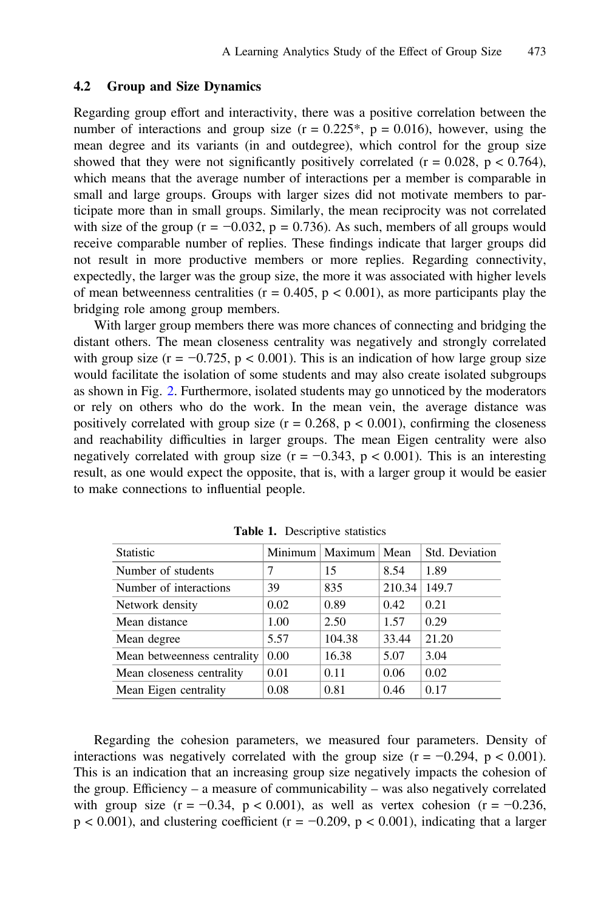### 4.2 Group and Size Dynamics

Regarding group effort and interactivity, there was a positive correlation between the number of interactions and group size ($r = 0.225^*$, $p = 0.016$), however, using the mean degree and its variants (in and outdegree), which control for the group size showed that they were not significantly positively correlated ($r = 0.028$, $p < 0.764$), which means that the average number of interactions per a member is comparable in small and large groups. Groups with larger sizes did not motivate members to participate more than in small groups. Similarly, the mean reciprocity was not correlated with size of the group ($r = -0.032$, $p = 0.736$). As such, members of all groups would receive comparable number of replies. These findings indicate that larger groups did not result in more productive members or more replies. Regarding connectivity, expectedly, the larger was the group size, the more it was associated with higher levels of mean betweenness centralities ($r = 0.405$, $p < 0.001$), as more participants play the bridging role among group members.

With larger group members there was more chances of connecting and bridging the distant others. The mean closeness centrality was negatively and strongly correlated with group size ($r = -0.725$, $p < 0.001$). This is an indication of how large group size would facilitate the isolation of some students and may also create isolated subgroups as shown in Fig. 2. Furthermore, isolated students may go unnoticed by the moderators or rely on others who do the work. In the mean vein, the average distance was positively correlated with group size ($r = 0.268$, $p < 0.001$), confirming the closeness and reachability difficulties in larger groups. The mean Eigen centrality were also negatively correlated with group size ($r = -0.343$, $p < 0.001$). This is an interesting result, as one would expect the opposite, that is, with a larger group it would be easier to make connections to influential people.

**Table 1.** Descriptive statistics

| Statistic | Minimum | Maximum | Mean | Std. Deviation |
|---|---|---|---|---|
| Number of students | 7 | 15 | 8.54 | 1.89 |
| Number of interactions | 39 | 835 | 210.34 | 149.7 |
| Network density | 0.02 | 0.89 | 0.42 | 0.21 |
| Mean distance | 1.00 | 2.50 | 1.57 | 0.29 |
| Mean degree | 5.57 | 104.38 | 33.44 | 21.20 |
| Mean betweenness centrality | 0.00 | 16.38 | 5.07 | 3.04 |
| Mean closeness centrality | 0.01 | 0.11 | 0.06 | 0.02 |
| Mean Eigen centrality | 0.08 | 0.81 | 0.46 | 0.17 |

Regarding the cohesion parameters, we measured four parameters. Density of interactions was negatively correlated with the group size ($r = -0.294$, $p < 0.001$). This is an indication that an increasing group size negatively impacts the cohesion of the group. Efficiency – a measure of communicability – was also negatively correlated with group size ($r = -0.34$, $p < 0.001$), as well as vertex cohesion ($r = -0.236$, $p < 0.001$), and clustering coefficient ($r = -0.209$, $p < 0.001$), indicating that a larger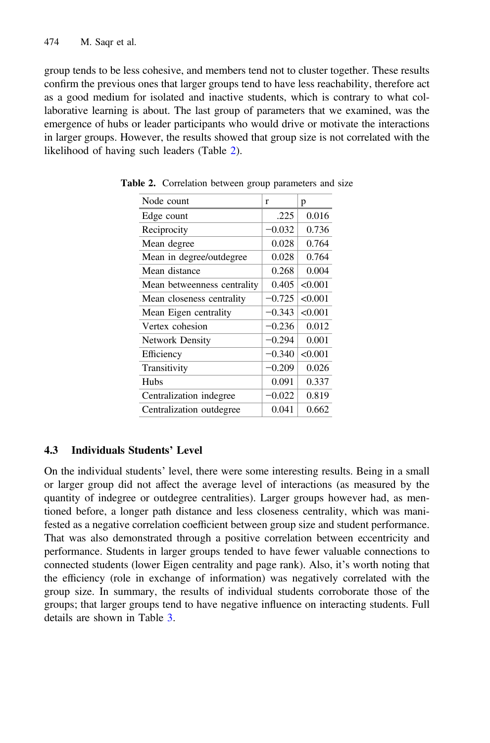group tends to be less cohesive, and members tend not to cluster together. These results confirm the previous ones that larger groups tend to have less reachability, therefore act as a good medium for isolated and inactive students, which is contrary to what collaborative learning is about. The last group of parameters that we examined, was the emergence of hubs or leader participants who would drive or motivate the interactions in larger groups. However, the results showed that group size is not correlated with the likelihood of having such leaders (Table 2).

**Table 2.** Correlation between group parameters and size

| Node count | r | p |
|---|---|---|
| Edge count | .225 | 0.016 |
| Reciprocity | −0.032 | 0.736 |
| Mean degree | 0.028 | 0.764 |
| Mean in degree/outdegree | 0.028 | 0.764 |
| Mean distance | 0.268 | 0.004 |
| Mean betweenness centrality | 0.405 | <0.001 |
| Mean closeness centrality | −0.725 | <0.001 |
| Mean Eigen centrality | −0.343 | <0.001 |
| Vertex cohesion | −0.236 | 0.012 |
| Network Density | −0.294 | 0.001 |
| Efficiency | −0.340 | <0.001 |
| Transitivity | −0.209 | 0.026 |
| Hubs | 0.091 | 0.337 |
| Centralization indegree | −0.022 | 0.819 |
| Centralization outdegree | 0.041 | 0.662 |

### 4.3 Individuals Students' Level

On the individual students' level, there were some interesting results. Being in a small or larger group did not affect the average level of interactions (as measured by the quantity of indegree or outdegree centralities). Larger groups however had, as mentioned before, a longer path distance and less closeness centrality, which was manifested as a negative correlation coefficient between group size and student performance. That was also demonstrated through a positive correlation between eccentricity and performance. Students in larger groups tended to have fewer valuable connections to connected students (lower Eigen centrality and page rank). Also, it's worth noting that the efficiency (role in exchange of information) was negatively correlated with the group size. In summary, the results of individual students corroborate those of the groups; that larger groups tend to have negative influence on interacting students. Full details are shown in Table 3.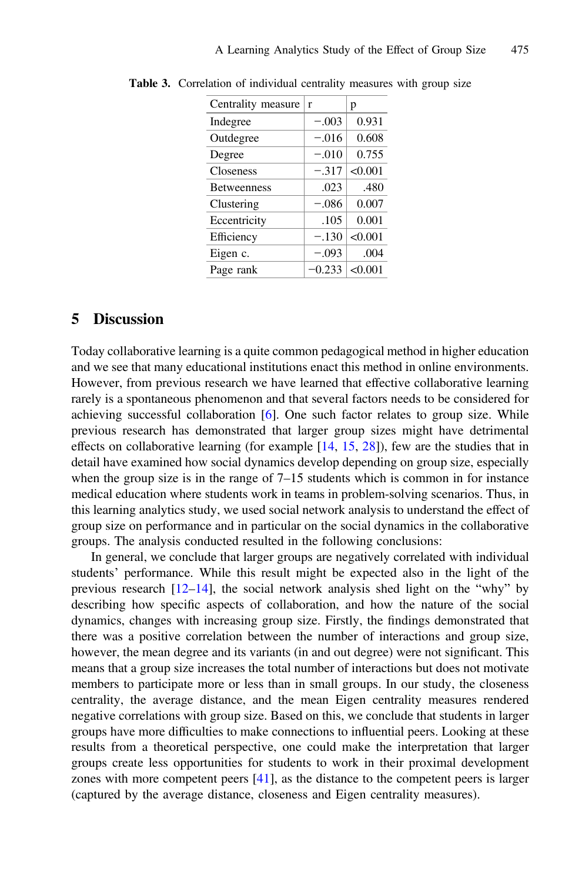**Table 3.** Correlation of individual centrality measures with group size

| Centrality measure | r | p |
|---|---|---|
| Indegree | −.003 | 0.931 |
| Outdegree | −.016 | 0.608 |
| Degree | −.010 | 0.755 |
| Closeness | −.317 | <0.001 |
| Betweenness | .023 | .480 |
| Clustering | −.086 | 0.007 |
| Eccentricity | .105 | 0.001 |
| Efficiency | −.130 | <0.001 |
| Eigen c. | −.093 | .004 |
| Page rank | −0.233 | <0.001 |

## 5 Discussion

Today collaborative learning is a quite common pedagogical method in higher education and we see that many educational institutions enact this method in online environments. However, from previous research we have learned that effective collaborative learning rarely is a spontaneous phenomenon and that several factors needs to be considered for achieving successful collaboration [6]. One such factor relates to group size. While previous research has demonstrated that larger group sizes might have detrimental effects on collaborative learning (for example [14, 15, 28]), few are the studies that in detail have examined how social dynamics develop depending on group size, especially when the group size is in the range of 7–15 students which is common in for instance medical education where students work in teams in problem-solving scenarios. Thus, in this learning analytics study, we used social network analysis to understand the effect of group size on performance and in particular on the social dynamics in the collaborative groups. The analysis conducted resulted in the following conclusions:

In general, we conclude that larger groups are negatively correlated with individual students' performance. While this result might be expected also in the light of the previous research [12–14], the social network analysis shed light on the "why" by describing how specific aspects of collaboration, and how the nature of the social dynamics, changes with increasing group size. Firstly, the findings demonstrated that there was a positive correlation between the number of interactions and group size, however, the mean degree and its variants (in and out degree) were not significant. This means that a group size increases the total number of interactions but does not motivate members to participate more or less than in small groups. In our study, the closeness centrality, the average distance, and the mean Eigen centrality measures rendered negative correlations with group size. Based on this, we conclude that students in larger groups have more difficulties to make connections to influential peers. Looking at these results from a theoretical perspective, one could make the interpretation that larger groups create less opportunities for students to work in their proximal development zones with more competent peers [41], as the distance to the competent peers is larger (captured by the average distance, closeness and Eigen centrality measures).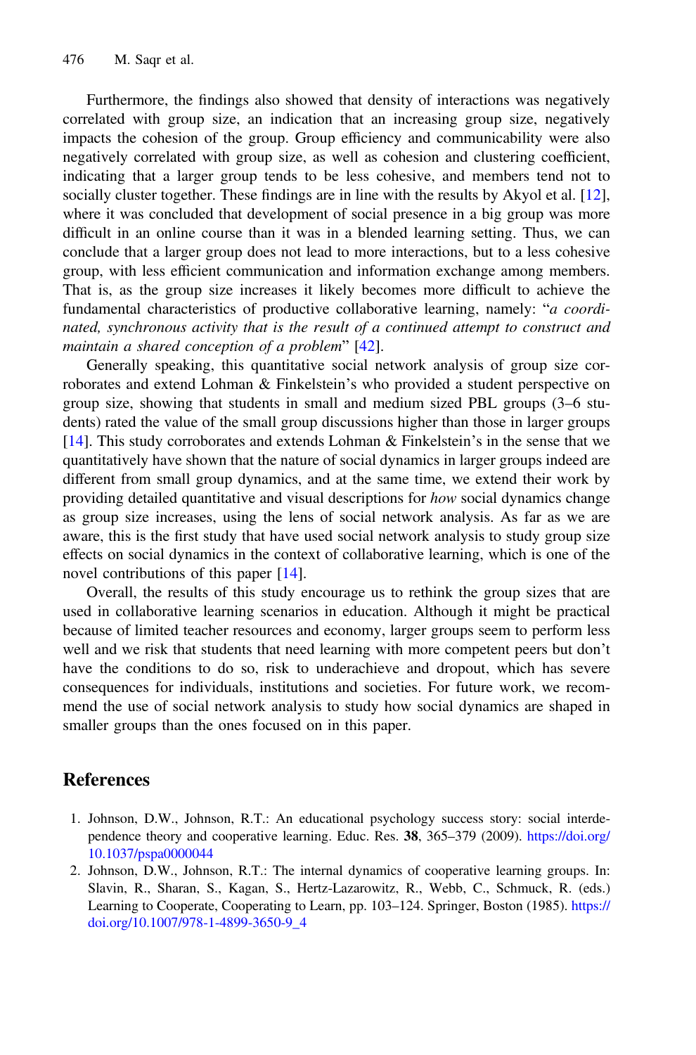Furthermore, the findings also showed that density of interactions was negatively correlated with group size, an indication that an increasing group size, negatively impacts the cohesion of the group. Group efficiency and communicability were also negatively correlated with group size, as well as cohesion and clustering coefficient, indicating that a larger group tends to be less cohesive, and members tend not to socially cluster together. These findings are in line with the results by Akyol et al. [12], where it was concluded that development of social presence in a big group was more difficult in an online course than it was in a blended learning setting. Thus, we can conclude that a larger group does not lead to more interactions, but to a less cohesive group, with less efficient communication and information exchange among members. That is, as the group size increases it likely becomes more difficult to achieve the fundamental characteristics of productive collaborative learning, namely: "*a coordinated, synchronous activity that is the result of a continued attempt to construct and maintain a shared conception of a problem*" [42].

Generally speaking, this quantitative social network analysis of group size corroborates and extend Lohman & Finkelstein's who provided a student perspective on group size, showing that students in small and medium sized PBL groups (3–6 students) rated the value of the small group discussions higher than those in larger groups [14]. This study corroborates and extends Lohman & Finkelstein's in the sense that we quantitatively have shown that the nature of social dynamics in larger groups indeed are different from small group dynamics, and at the same time, we extend their work by providing detailed quantitative and visual descriptions for *how* social dynamics change as group size increases, using the lens of social network analysis. As far as we are aware, this is the first study that have used social network analysis to study group size effects on social dynamics in the context of collaborative learning, which is one of the novel contributions of this paper [14].

Overall, the results of this study encourage us to rethink the group sizes that are used in collaborative learning scenarios in education. Although it might be practical because of limited teacher resources and economy, larger groups seem to perform less well and we risk that students that need learning with more competent peers but don't have the conditions to do so, risk to underachieve and dropout, which has severe consequences for individuals, institutions and societies. For future work, we recommend the use of social network analysis to study how social dynamics are shaped in smaller groups than the ones focused on in this paper.

## References

1. Johnson, D.W., Johnson, R.T.: An educational psychology success story: social interdependence theory and cooperative learning. Educ. Res. **38**, 365–379 (2009). https://doi.org/10.1037/pspa0000044
2. Johnson, D.W., Johnson, R.T.: The internal dynamics of cooperative learning groups. In: Slavin, R., Sharan, S., Kagan, S., Hertz-Lazarowitz, R., Webb, C., Schmuck, R. (eds.) Learning to Cooperate, Cooperating to Learn, pp. 103–124. Springer, Boston (1985). https://doi.org/10.1007/978-1-4899-3650-9_4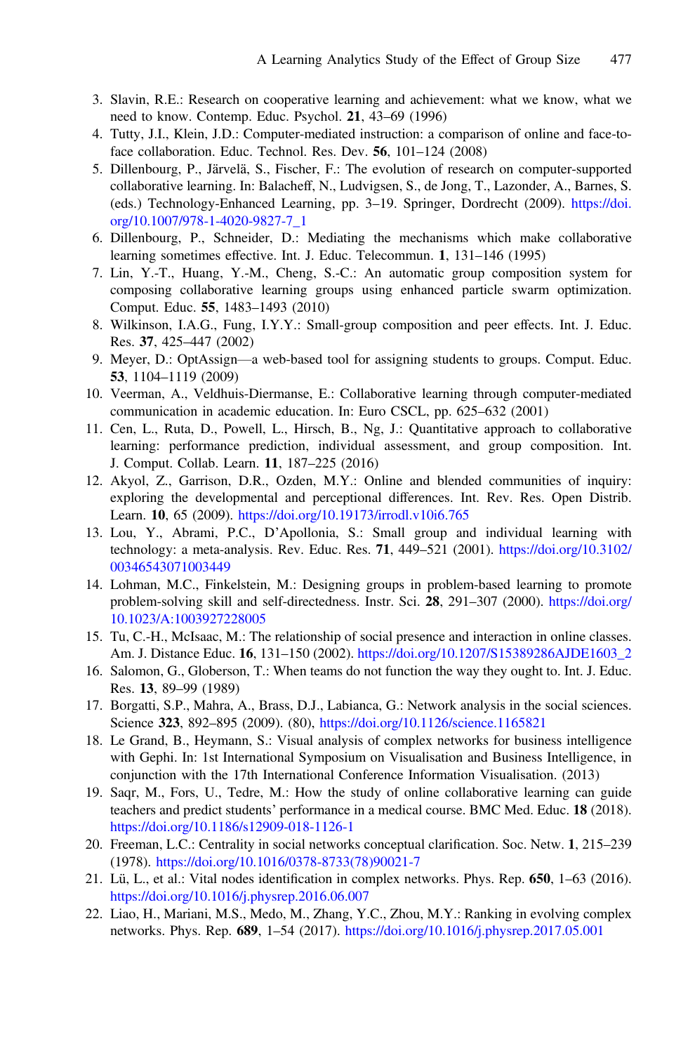3. Slavin, R.E.: Research on cooperative learning and achievement: what we know, what we need to know. Contemp. Educ. Psychol. **21**, 43–69 (1996)
4. Tutty, J.I., Klein, J.D.: Computer-mediated instruction: a comparison of online and face-to-face collaboration. Educ. Technol. Res. Dev. **56**, 101–124 (2008)
5. Dillenbourg, P., Järvelä, S., Fischer, F.: The evolution of research on computer-supported collaborative learning. In: Balacheff, N., Ludvigsen, S., de Jong, T., Lazonder, A., Barnes, S. (eds.) Technology-Enhanced Learning, pp. 3–19. Springer, Dordrecht (2009). https://doi.org/10.1007/978-1-4020-9827-7_1
6. Dillenbourg, P., Schneider, D.: Mediating the mechanisms which make collaborative learning sometimes effective. Int. J. Educ. Telecommun. **1**, 131–146 (1995)
7. Lin, Y.-T., Huang, Y.-M., Cheng, S.-C.: An automatic group composition system for composing collaborative learning groups using enhanced particle swarm optimization. Comput. Educ. **55**, 1483–1493 (2010)
8. Wilkinson, I.A.G., Fung, I.Y.Y.: Small-group composition and peer effects. Int. J. Educ. Res. **37**, 425–447 (2002)
9. Meyer, D.: OptAssign—a web-based tool for assigning students to groups. Comput. Educ. **53**, 1104–1119 (2009)
10. Veerman, A., Veldhuis-Diermanse, E.: Collaborative learning through computer-mediated communication in academic education. In: Euro CSCL, pp. 625–632 (2001)
11. Cen, L., Ruta, D., Powell, L., Hirsch, B., Ng, J.: Quantitative approach to collaborative learning: performance prediction, individual assessment, and group composition. Int. J. Comput. Collab. Learn. **11**, 187–225 (2016)
12. Akyol, Z., Garrison, D.R., Ozden, M.Y.: Online and blended communities of inquiry: exploring the developmental and perceptional differences. Int. Rev. Res. Open Distrib. Learn. **10**, 65 (2009). https://doi.org/10.19173/irrodl.v10i6.765
13. Lou, Y., Abrami, P.C., D'Apollonia, S.: Small group and individual learning with technology: a meta-analysis. Rev. Educ. Res. **71**, 449–521 (2001). https://doi.org/10.3102/00346543071003449
14. Lohman, M.C., Finkelstein, M.: Designing groups in problem-based learning to promote problem-solving skill and self-directedness. Instr. Sci. **28**, 291–307 (2000). https://doi.org/10.1023/A:1003927228005
15. Tu, C.-H., McIsaac, M.: The relationship of social presence and interaction in online classes. Am. J. Distance Educ. **16**, 131–150 (2002). https://doi.org/10.1207/S15389286AJDE1603_2
16. Salomon, G., Globerson, T.: When teams do not function the way they ought to. Int. J. Educ. Res. **13**, 89–99 (1989)
17. Borgatti, S.P., Mahra, A., Brass, D.J., Labianca, G.: Network analysis in the social sciences. Science **323**, 892–895 (2009). (80), https://doi.org/10.1126/science.1165821
18. Le Grand, B., Heymann, S.: Visual analysis of complex networks for business intelligence with Gephi. In: 1st International Symposium on Visualisation and Business Intelligence, in conjunction with the 17th International Conference Information Visualisation. (2013)
19. Saqr, M., Fors, U., Tedre, M.: How the study of online collaborative learning can guide teachers and predict students' performance in a medical course. BMC Med. Educ. **18** (2018). https://doi.org/10.1186/s12909-018-1126-1
20. Freeman, L.C.: Centrality in social networks conceptual clarification. Soc. Netw. **1**, 215–239 (1978). https://doi.org/10.1016/0378-8733(78)90021-7
21. Lü, L., et al.: Vital nodes identification in complex networks. Phys. Rep. **650**, 1–63 (2016). https://doi.org/10.1016/j.physrep.2016.06.007
22. Liao, H., Mariani, M.S., Medo, M., Zhang, Y.C., Zhou, M.Y.: Ranking in evolving complex networks. Phys. Rep. **689**, 1–54 (2017). https://doi.org/10.1016/j.physrep.2017.05.001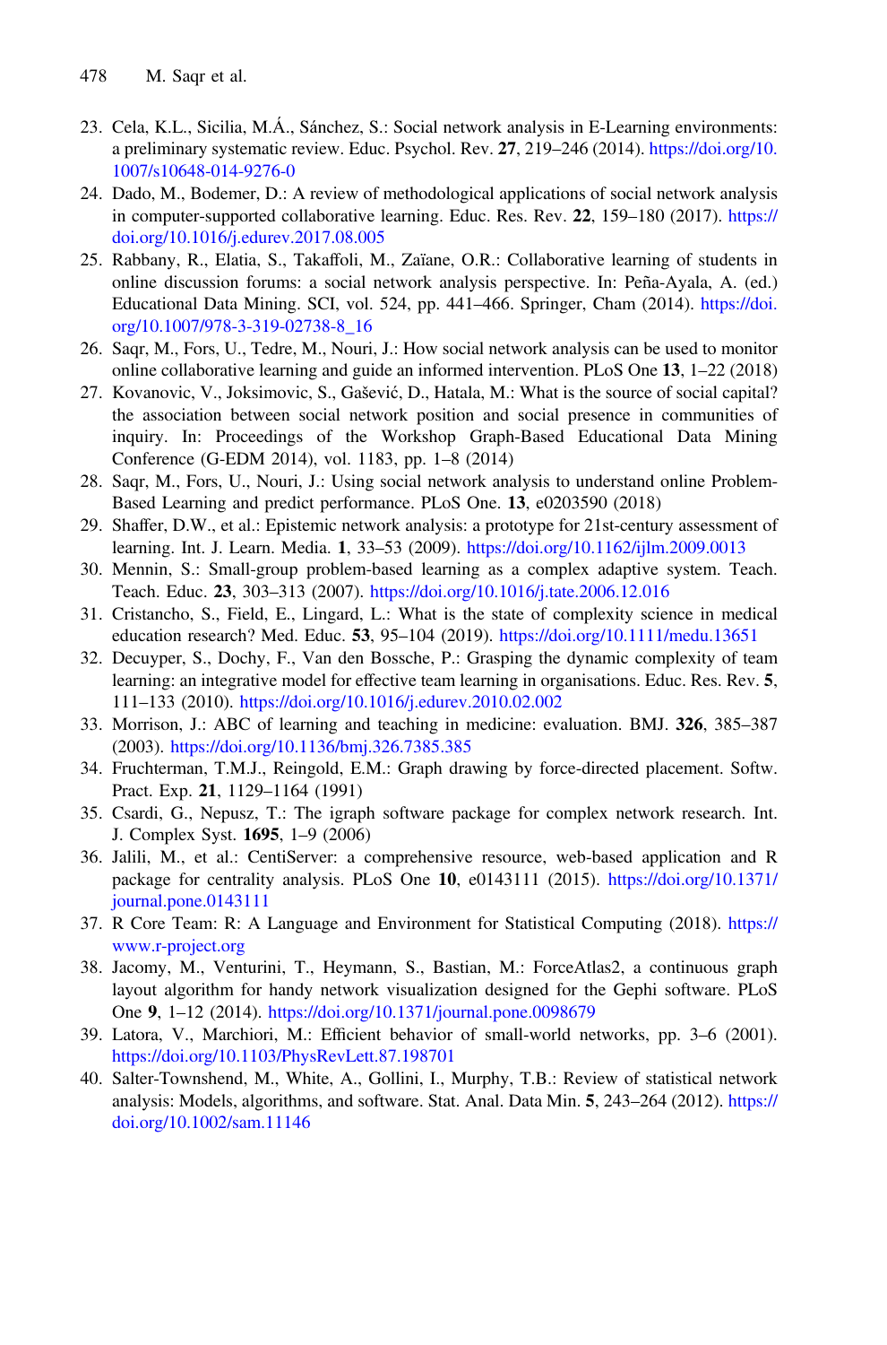23. Cela, K.L., Sicilia, M.Á., Sánchez, S.: Social network analysis in E-Learning environments: a preliminary systematic review. Educ. Psychol. Rev. **27**, 219–246 (2014). https://doi.org/10.1007/s10648-014-9276-0
24. Dado, M., Bodemer, D.: A review of methodological applications of social network analysis in computer-supported collaborative learning. Educ. Res. Rev. **22**, 159–180 (2017). https://doi.org/10.1016/j.edurev.2017.08.005
25. Rabbany, R., Elatia, S., Takaffoli, M., Zaïane, O.R.: Collaborative learning of students in online discussion forums: a social network analysis perspective. In: Peña-Ayala, A. (ed.) Educational Data Mining. SCI, vol. 524, pp. 441–466. Springer, Cham (2014). https://doi.org/10.1007/978-3-319-02738-8_16
26. Saqr, M., Fors, U., Tedre, M., Nouri, J.: How social network analysis can be used to monitor online collaborative learning and guide an informed intervention. PLoS One **13**, 1–22 (2018)
27. Kovanovic, V., Joksimovic, S., Gašević, D., Hatala, M.: What is the source of social capital? the association between social network position and social presence in communities of inquiry. In: Proceedings of the Workshop Graph-Based Educational Data Mining Conference (G-EDM 2014), vol. 1183, pp. 1–8 (2014)
28. Saqr, M., Fors, U., Nouri, J.: Using social network analysis to understand online Problem-Based Learning and predict performance. PLoS One. **13**, e0203590 (2018)
29. Shaffer, D.W., et al.: Epistemic network analysis: a prototype for 21st-century assessment of learning. Int. J. Learn. Media. **1**, 33–53 (2009). https://doi.org/10.1162/ijlm.2009.0013
30. Mennin, S.: Small-group problem-based learning as a complex adaptive system. Teach. Teach. Educ. **23**, 303–313 (2007). https://doi.org/10.1016/j.tate.2006.12.016
31. Cristancho, S., Field, E., Lingard, L.: What is the state of complexity science in medical education research? Med. Educ. **53**, 95–104 (2019). https://doi.org/10.1111/medu.13651
32. Decuyper, S., Dochy, F., Van den Bossche, P.: Grasping the dynamic complexity of team learning: an integrative model for effective team learning in organisations. Educ. Res. Rev. **5**, 111–133 (2010). https://doi.org/10.1016/j.edurev.2010.02.002
33. Morrison, J.: ABC of learning and teaching in medicine: evaluation. BMJ. **326**, 385–387 (2003). https://doi.org/10.1136/bmj.326.7385.385
34. Fruchterman, T.M.J., Reingold, E.M.: Graph drawing by force-directed placement. Softw. Pract. Exp. **21**, 1129–1164 (1991)
35. Csardi, G., Nepusz, T.: The igraph software package for complex network research. Int. J. Complex Syst. **1695**, 1–9 (2006)
36. Jalili, M., et al.: CentiServer: a comprehensive resource, web-based application and R package for centrality analysis. PLoS One **10**, e0143111 (2015). https://doi.org/10.1371/journal.pone.0143111
37. R Core Team: R: A Language and Environment for Statistical Computing (2018). https://www.r-project.org
38. Jacomy, M., Venturini, T., Heymann, S., Bastian, M.: ForceAtlas2, a continuous graph layout algorithm for handy network visualization designed for the Gephi software. PLoS One **9**, 1–12 (2014). https://doi.org/10.1371/journal.pone.0098679
39. Latora, V., Marchiori, M.: Efficient behavior of small-world networks, pp. 3–6 (2001). https://doi.org/10.1103/PhysRevLett.87.198701
40. Salter-Townshend, M., White, A., Gollini, I., Murphy, T.B.: Review of statistical network analysis: Models, algorithms, and software. Stat. Anal. Data Min. **5**, 243–264 (2012). https://doi.org/10.1002/sam.11146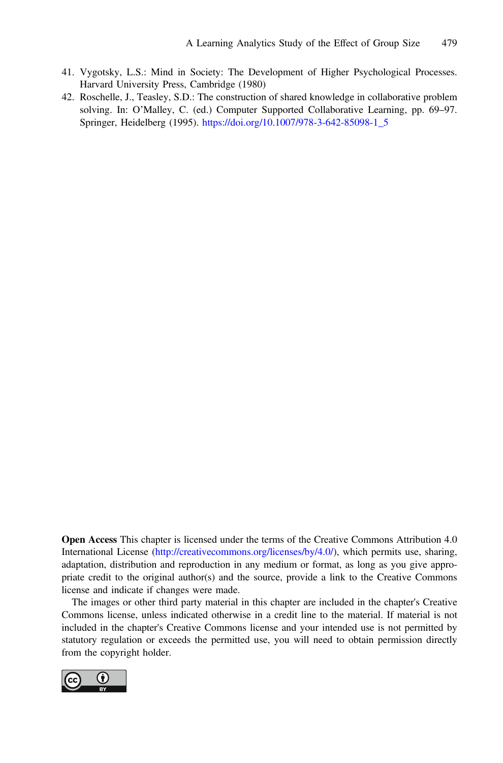41. Vygotsky, L.S.: Mind in Society: The Development of Higher Psychological Processes. Harvard University Press, Cambridge (1980)
42. Roschelle, J., Teasley, S.D.: The construction of shared knowledge in collaborative problem solving. In: O'Malley, C. (ed.) Computer Supported Collaborative Learning, pp. 69–97. Springer, Heidelberg (1995). https://doi.org/10.1007/978-3-642-85098-1_5

**Open Access** This chapter is licensed under the terms of the Creative Commons Attribution 4.0 International License (http://creativecommons.org/licenses/by/4.0/), which permits use, sharing, adaptation, distribution and reproduction in any medium or format, as long as you give appropriate credit to the original author(s) and the source, provide a link to the Creative Commons license and indicate if changes were made.

The images or other third party material in this chapter are included in the chapter's Creative Commons license, unless indicated otherwise in a credit line to the material. If material is not included in the chapter's Creative Commons license and your intended use is not permitted by statutory regulation or exceeds the permitted use, you will need to obtain permission directly from the copyright holder.